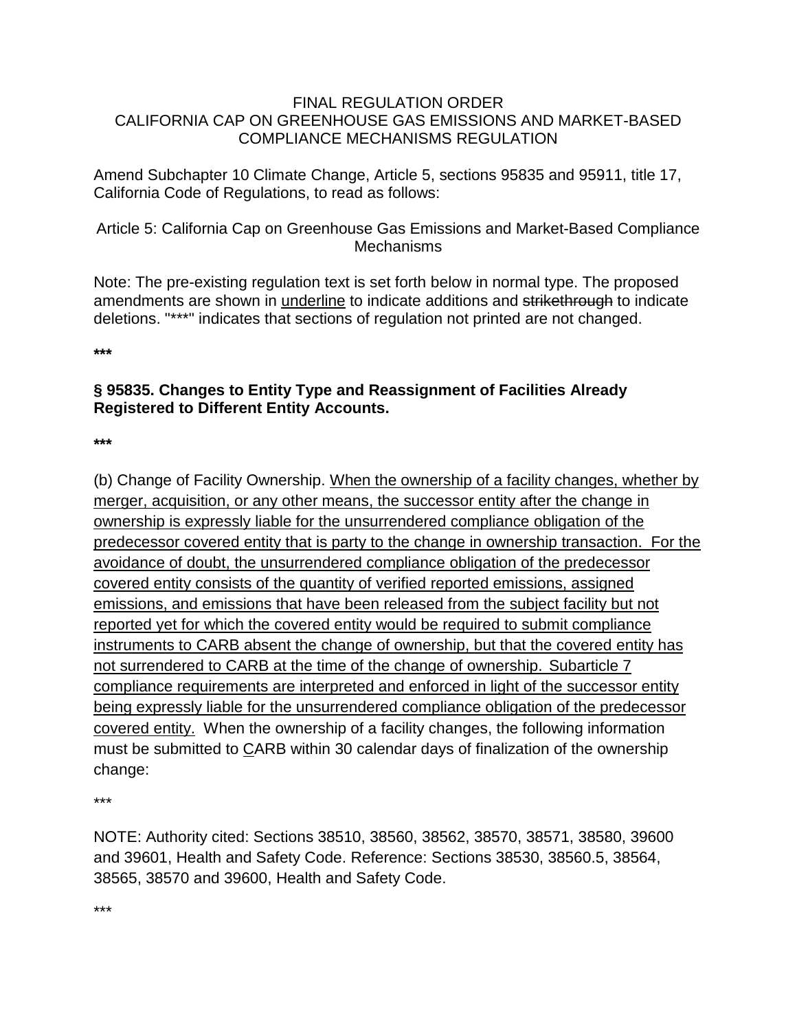FINAL REGULATION ORDER
CALIFORNIA CAP ON GREENHOUSE GAS EMISSIONS AND MARKET-BASED COMPLIANCE MECHANISMS REGULATION

Amend Subchapter 10 Climate Change, Article 5, sections 95835 and 95911, title 17, California Code of Regulations, to read as follows:

Article 5: California Cap on Greenhouse Gas Emissions and Market-Based Compliance Mechanisms

Note: The pre-existing regulation text is set forth below in normal type. The proposed amendments are shown in <u>underline</u> to indicate additions and ~~strikethrough~~ to indicate deletions. "***" indicates that sections of regulation not printed are not changed.

**\*\*\***

**§ 95835. Changes to Entity Type and Reassignment of Facilities Already Registered to Different Entity Accounts.**

**\*\*\***

(b) Change of Facility Ownership. <u>When the ownership of a facility changes, whether by merger, acquisition, or any other means, the successor entity after the change in ownership is expressly liable for the unsurrendered compliance obligation of the predecessor covered entity that is party to the change in ownership transaction. For the avoidance of doubt, the unsurrendered compliance obligation of the predecessor covered entity consists of the quantity of verified reported emissions, assigned emissions, and emissions that have been released from the subject facility but not reported yet for which the covered entity would be required to submit compliance instruments to CARB absent the change of ownership, but that the covered entity has not surrendered to CARB at the time of the change of ownership. Subarticle 7 compliance requirements are interpreted and enforced in light of the successor entity being expressly liable for the unsurrendered compliance obligation of the predecessor covered entity.</u> When the ownership of a facility changes, the following information must be submitted to <u>C</u>ARB within 30 calendar days of finalization of the ownership change:

\*\*\*

NOTE: Authority cited: Sections 38510, 38560, 38562, 38570, 38571, 38580, 39600 and 39601, Health and Safety Code. Reference: Sections 38530, 38560.5, 38564, 38565, 38570 and 39600, Health and Safety Code.

\*\*\*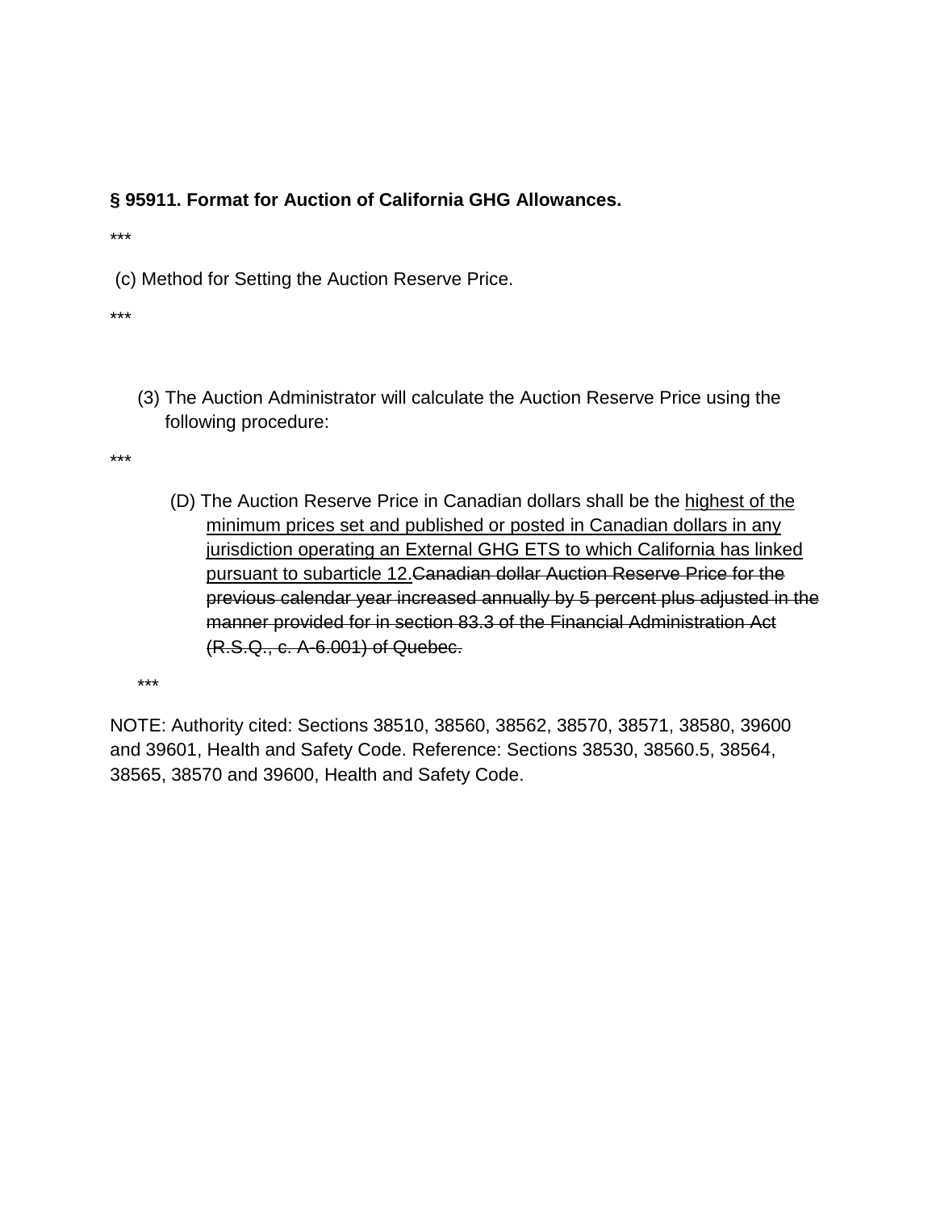**§ 95911. Format for Auction of California GHG Allowances.**

\*\*\*

(c) Method for Setting the Auction Reserve Price.

\*\*\*

(3) The Auction Administrator will calculate the Auction Reserve Price using the following procedure:

\*\*\*

(D) The Auction Reserve Price in Canadian dollars shall be the <u>highest of the minimum prices set and published or posted in Canadian dollars in any jurisdiction operating an External GHG ETS to which California has linked pursuant to subarticle 12.</u>~~Canadian dollar Auction Reserve Price for the previous calendar year increased annually by 5 percent plus adjusted in the manner provided for in section 83.3 of the Financial Administration Act (R.S.Q., c. A-6.001) of Quebec.~~

\*\*\*

NOTE: Authority cited: Sections 38510, 38560, 38562, 38570, 38571, 38580, 39600 and 39601, Health and Safety Code. Reference: Sections 38530, 38560.5, 38564, 38565, 38570 and 39600, Health and Safety Code.